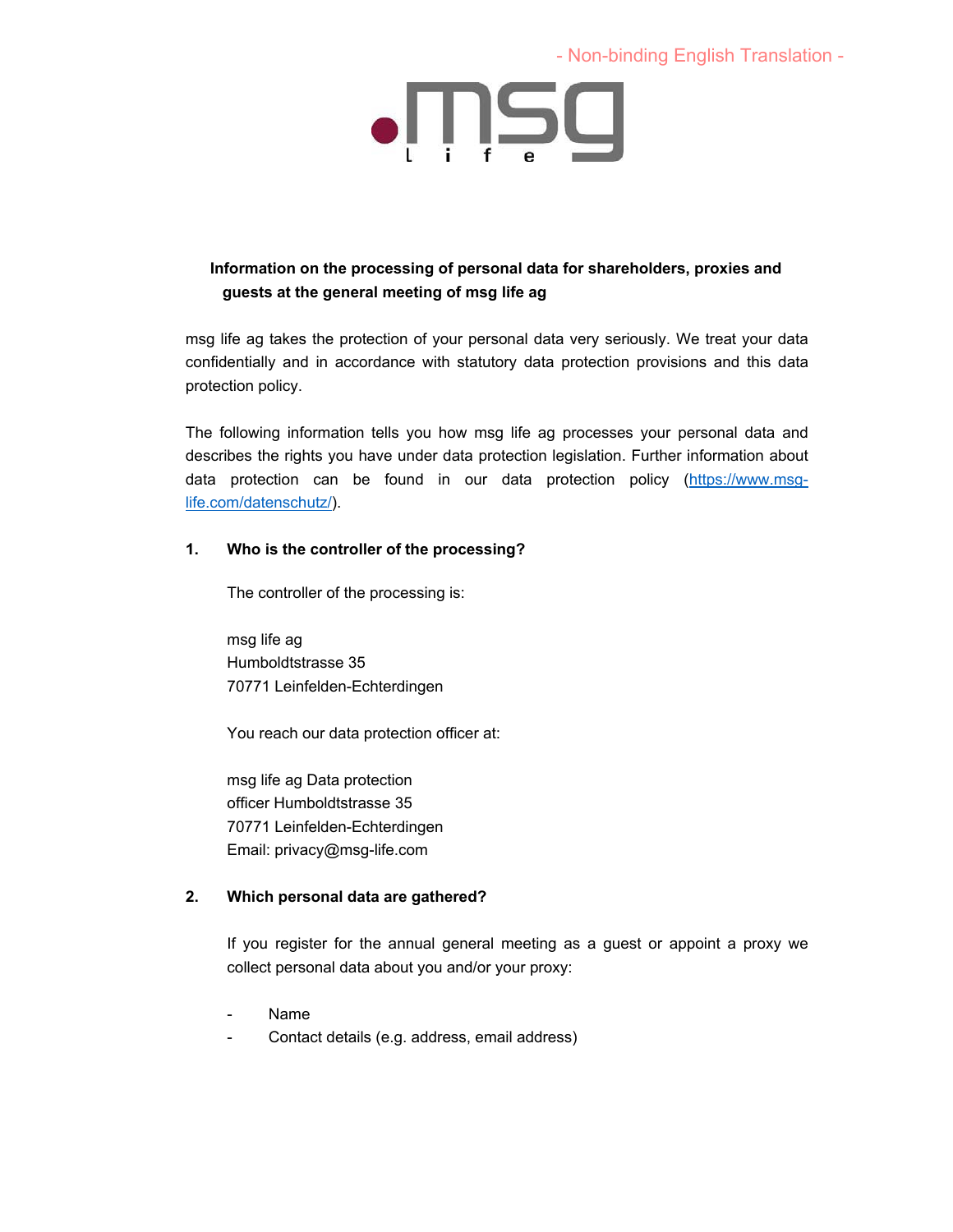- Non-binding English Translation -

**Information on the processing of personal data for shareholders, proxies and guests at the general meeting of msg life ag**

msg life ag takes the protection of your personal data very seriously. We treat your data confidentially and in accordance with statutory data protection provisions and this data protection policy.

The following information tells you how msg life ag processes your personal data and describes the rights you have under data protection legislation. Further information about data protection can be found in our data protection policy (https://www.msg-life.com/datenschutz/).

## 1. Who is the controller of the processing?

The controller of the processing is:

msg life ag  
Humboldtstrasse 35  
70771 Leinfelden-Echterdingen

You reach our data protection officer at:

msg life ag Data protection  
officer Humboldtstrasse 35  
70771 Leinfelden-Echterdingen  
Email: privacy@msg-life.com

## 2. Which personal data are gathered?

If you register for the annual general meeting as a guest or appoint a proxy we collect personal data about you and/or your proxy:

- Name
- Contact details (e.g. address, email address)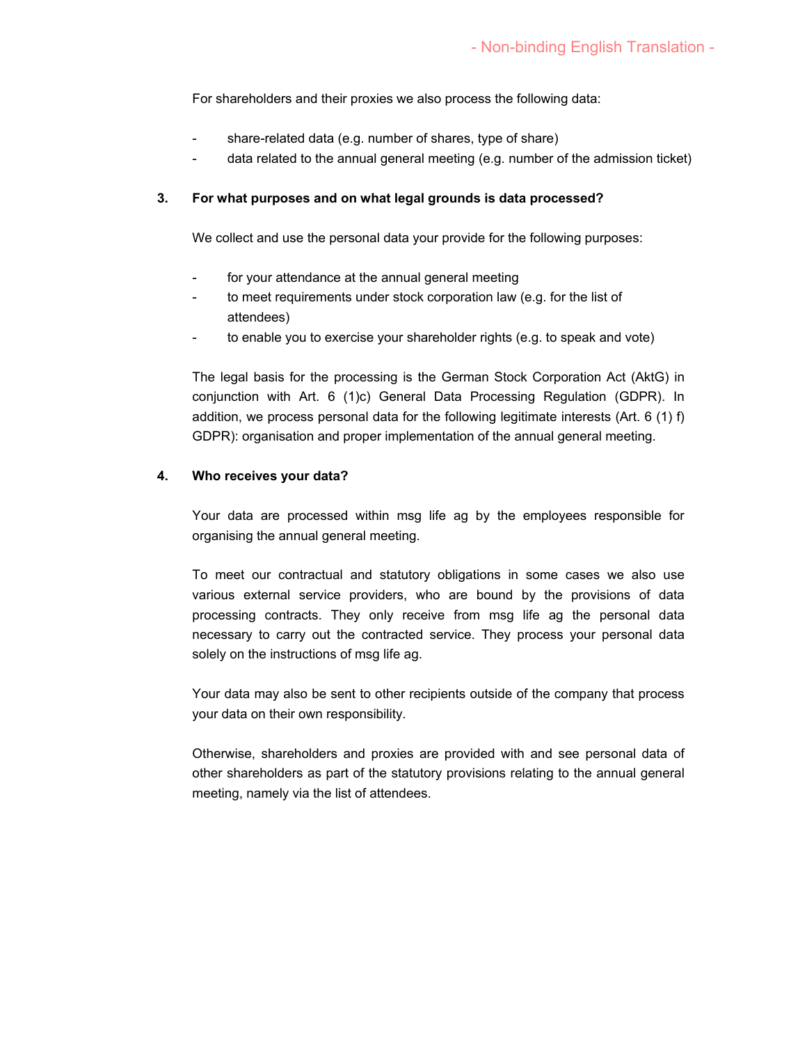For shareholders and their proxies we also process the following data:

- share-related data (e.g. number of shares, type of share)
- data related to the annual general meeting (e.g. number of the admission ticket)

## 3. For what purposes and on what legal grounds is data processed?

We collect and use the personal data your provide for the following purposes:

- for your attendance at the annual general meeting
- to meet requirements under stock corporation law (e.g. for the list of attendees)
- to enable you to exercise your shareholder rights (e.g. to speak and vote)

The legal basis for the processing is the German Stock Corporation Act (AktG) in conjunction with Art. 6 (1)c) General Data Processing Regulation (GDPR). In addition, we process personal data for the following legitimate interests (Art. 6 (1) f) GDPR): organisation and proper implementation of the annual general meeting.

## 4. Who receives your data?

Your data are processed within msg life ag by the employees responsible for organising the annual general meeting.

To meet our contractual and statutory obligations in some cases we also use various external service providers, who are bound by the provisions of data processing contracts. They only receive from msg life ag the personal data necessary to carry out the contracted service. They process your personal data solely on the instructions of msg life ag.

Your data may also be sent to other recipients outside of the company that process your data on their own responsibility.

Otherwise, shareholders and proxies are provided with and see personal data of other shareholders as part of the statutory provisions relating to the annual general meeting, namely via the list of attendees.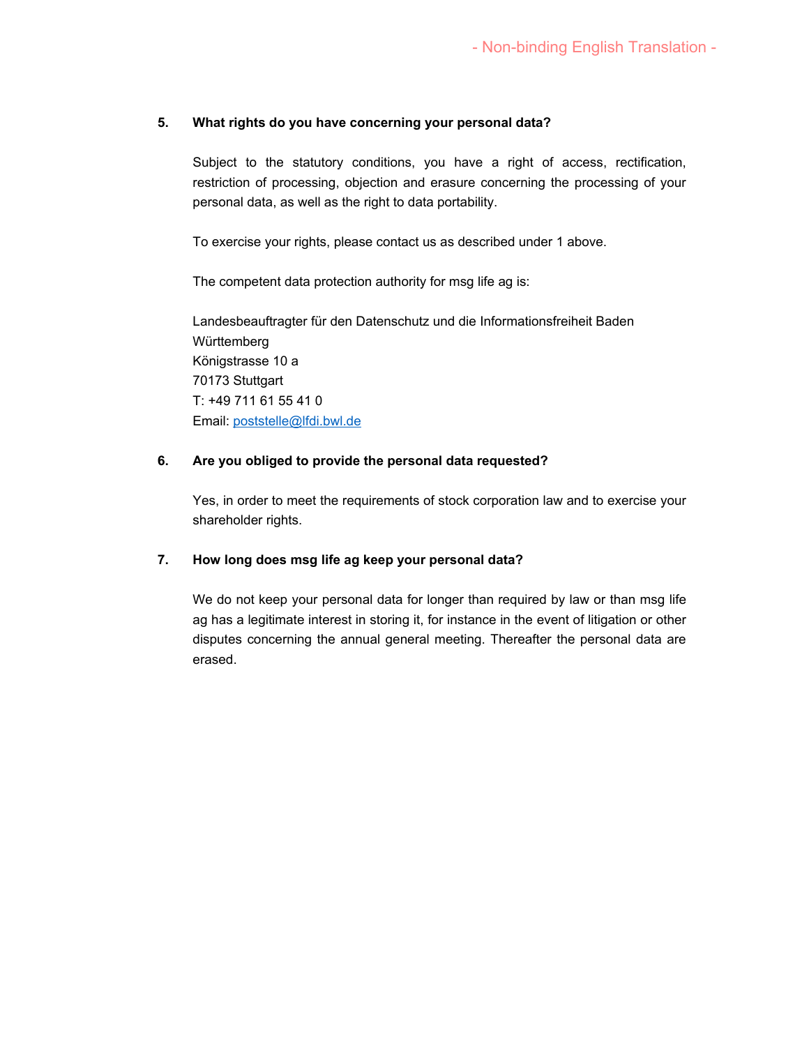**5. What rights do you have concerning your personal data?**

Subject to the statutory conditions, you have a right of access, rectification, restriction of processing, objection and erasure concerning the processing of your personal data, as well as the right to data portability.

To exercise your rights, please contact us as described under 1 above.

The competent data protection authority for msg life ag is:

Landesbeauftragter für den Datenschutz und die Informationsfreiheit Baden Württemberg
Königstrasse 10 a
70173 Stuttgart
T: +49 711 61 55 41 0
Email: poststelle@lfdi.bwl.de

**6. Are you obliged to provide the personal data requested?**

Yes, in order to meet the requirements of stock corporation law and to exercise your shareholder rights.

**7. How long does msg life ag keep your personal data?**

We do not keep your personal data for longer than required by law or than msg life ag has a legitimate interest in storing it, for instance in the event of litigation or other disputes concerning the annual general meeting. Thereafter the personal data are erased.